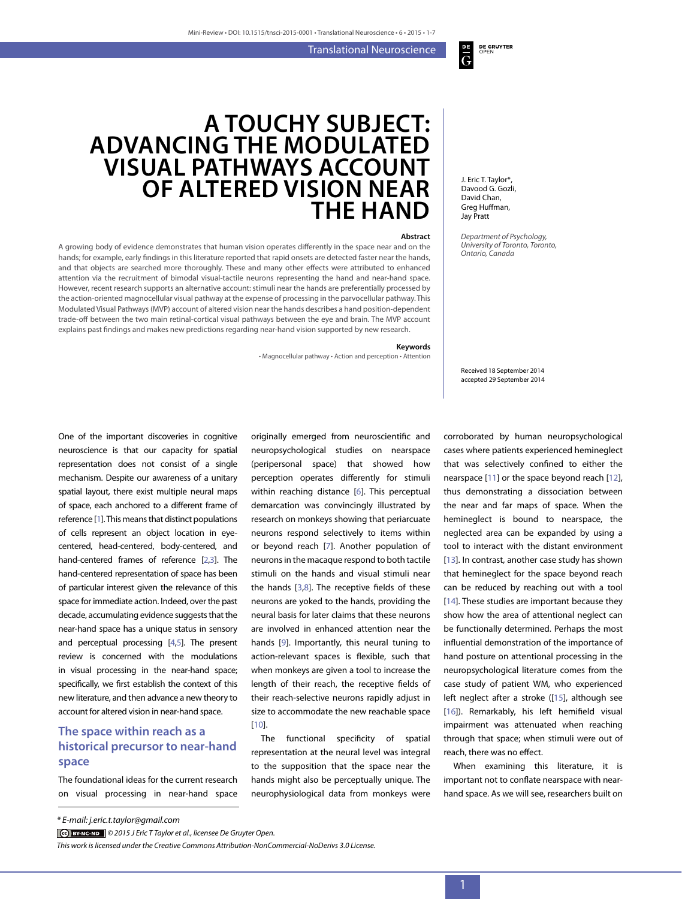# A TOUCHY SUBJECT: ADVANCING THE MODULATED VISUAL PATHWAYS ACCOUNT OF ALTERED VISION NEAR THE HAND

J. Eric T. Taylor*, Davood G. Gozli, David Chan, Greg Huffman, Jay Pratt

*Department of Psychology, University of Toronto, Toronto, Ontario, Canada*

Received 18 September 2014
accepted 29 September 2014

**Abstract**

A growing body of evidence demonstrates that human vision operates differently in the space near and on the hands; for example, early findings in this literature reported that rapid onsets are detected faster near the hands, and that objects are searched more thoroughly. These and many other effects were attributed to enhanced attention via the recruitment of bimodal visual-tactile neurons representing the hand and near-hand space. However, recent research supports an alternative account: stimuli near the hands are preferentially processed by the action-oriented magnocellular visual pathway at the expense of processing in the parvocellular pathway. This Modulated Visual Pathways (MVP) account of altered vision near the hands describes a hand position-dependent trade-off between the two main retinal-cortical visual pathways between the eye and brain. The MVP account explains past findings and makes new predictions regarding near-hand vision supported by new research.

**Keywords**

• Magnocellular pathway • Action and perception • Attention

One of the important discoveries in cognitive neuroscience is that our capacity for spatial representation does not consist of a single mechanism. Despite our awareness of a unitary spatial layout, there exist multiple neural maps of space, each anchored to a different frame of reference [1]. This means that distinct populations of cells represent an object location in eye-centered, head-centered, body-centered, and hand-centered frames of reference [2,3]. The hand-centered representation of space has been of particular interest given the relevance of this space for immediate action. Indeed, over the past decade, accumulating evidence suggests that the near-hand space has a unique status in sensory and perceptual processing [4,5]. The present review is concerned with the modulations in visual processing in the near-hand space; specifically, we first establish the context of this new literature, and then advance a new theory to account for altered vision in near-hand space.

## The space within reach as a historical precursor to near-hand space

The foundational ideas for the current research on visual processing in near-hand space originally emerged from neuroscientific and neuropsychological studies on nearspace (peripersonal space) that showed how perception operates differently for stimuli within reaching distance [6]. This perceptual demarcation was convincingly illustrated by research on monkeys showing that periarcuate neurons respond selectively to items within or beyond reach [7]. Another population of neurons in the macaque respond to both tactile stimuli on the hands and visual stimuli near the hands [3,8]. The receptive fields of these neurons are yoked to the hands, providing the neural basis for later claims that these neurons are involved in enhanced attention near the hands [9]. Importantly, this neural tuning to action-relevant spaces is flexible, such that when monkeys are given a tool to increase the length of their reach, the receptive fields of their reach-selective neurons rapidly adjust in size to accommodate the new reachable space [10].

The functional specificity of spatial representation at the neural level was integral to the supposition that the space near the hands might also be perceptually unique. The neurophysiological data from monkeys were corroborated by human neuropsychological cases where patients experienced hemineglect that was selectively confined to either the nearspace [11] or the space beyond reach [12], thus demonstrating a dissociation between the near and far maps of space. When the hemineglect is bound to nearspace, the neglected area can be expanded by using a tool to interact with the distant environment [13]. In contrast, another case study has shown that hemineglect for the space beyond reach can be reduced by reaching out with a tool [14]. These studies are important because they show how the area of attentional neglect can be functionally determined. Perhaps the most influential demonstration of the importance of hand posture on attentional processing in the neuropsychological literature comes from the case study of patient WM, who experienced left neglect after a stroke ([15], although see [16]). Remarkably, his left hemifield visual impairment was attenuated when reaching through that space; when stimuli were out of reach, there was no effect.

When examining this literature, it is important not to conflate nearspace with near-hand space. As we will see, researchers built on

* E-mail: j.eric.t.taylor@gmail.com

© 2015 J Eric T Taylor et al., licensee De Gruyter Open.
This work is licensed under the Creative Commons Attribution-NonCommercial-NoDerivs 3.0 License.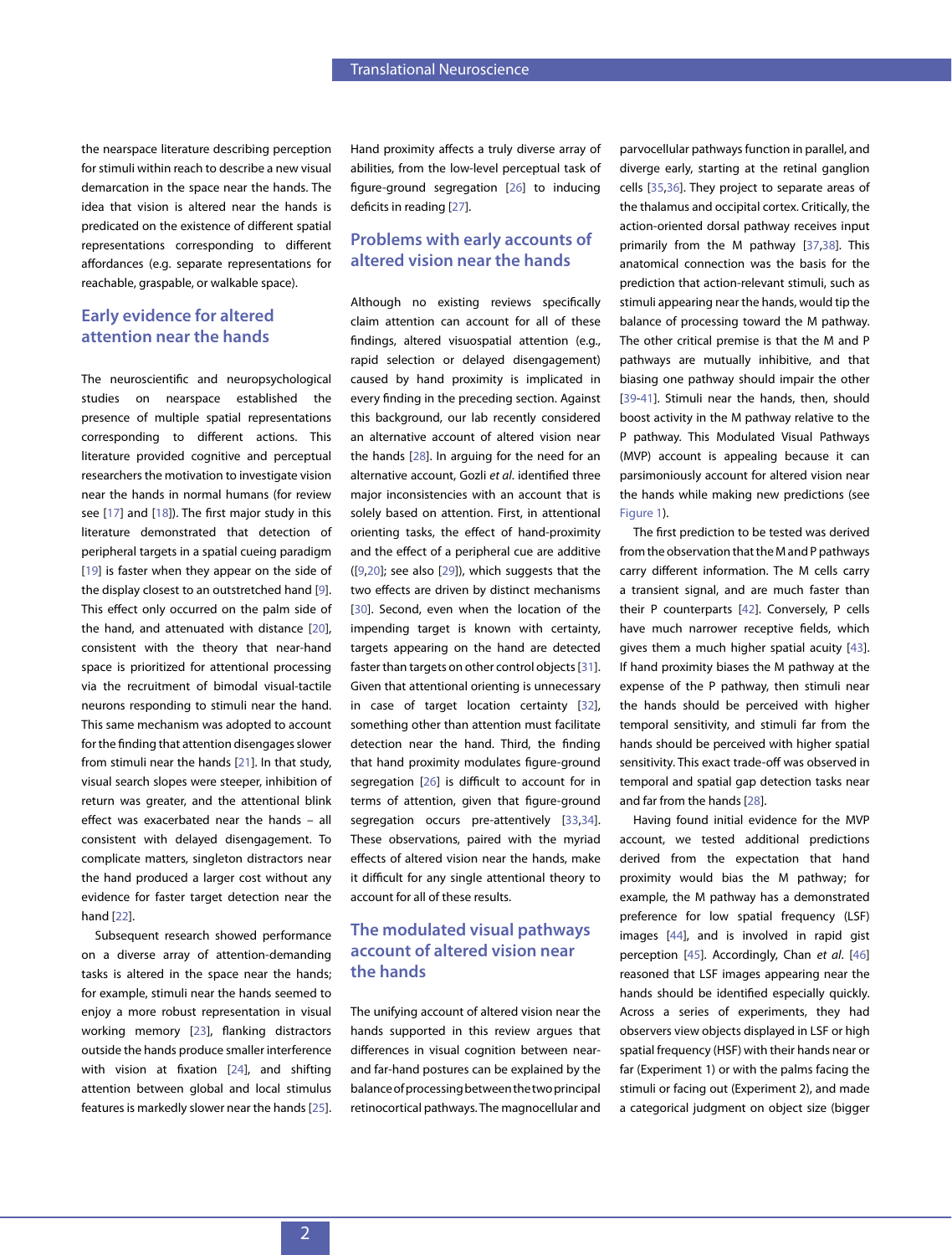the nearspace literature describing perception for stimuli within reach to describe a new visual demarcation in the space near the hands. The idea that vision is altered near the hands is predicated on the existence of different spatial representations corresponding to different affordances (e.g. separate representations for reachable, graspable, or walkable space).

## Early evidence for altered attention near the hands

The neuroscientific and neuropsychological studies on nearspace established the presence of multiple spatial representations corresponding to different actions. This literature provided cognitive and perceptual researchers the motivation to investigate vision near the hands in normal humans (for review see [17] and [18]). The first major study in this literature demonstrated that detection of peripheral targets in a spatial cueing paradigm [19] is faster when they appear on the side of the display closest to an outstretched hand [9]. This effect only occurred on the palm side of the hand, and attenuated with distance [20], consistent with the theory that near-hand space is prioritized for attentional processing via the recruitment of bimodal visual-tactile neurons responding to stimuli near the hand. This same mechanism was adopted to account for the finding that attention disengages slower from stimuli near the hands [21]. In that study, visual search slopes were steeper, inhibition of return was greater, and the attentional blink effect was exacerbated near the hands – all consistent with delayed disengagement. To complicate matters, singleton distractors near the hand produced a larger cost without any evidence for faster target detection near the hand [22].

Subsequent research showed performance on a diverse array of attention-demanding tasks is altered in the space near the hands; for example, stimuli near the hands seemed to enjoy a more robust representation in visual working memory [23], flanking distractors outside the hands produce smaller interference with vision at fixation [24], and shifting attention between global and local stimulus features is markedly slower near the hands [25]. Hand proximity affects a truly diverse array of abilities, from the low-level perceptual task of figure-ground segregation [26] to inducing deficits in reading [27].

## Problems with early accounts of altered vision near the hands

Although no existing reviews specifically claim attention can account for all of these findings, altered visuospatial attention (e.g., rapid selection or delayed disengagement) caused by hand proximity is implicated in every finding in the preceding section. Against this background, our lab recently considered an alternative account of altered vision near the hands [28]. In arguing for the need for an alternative account, Gozli *et al.* identified three major inconsistencies with an account that is solely based on attention. First, in attentional orienting tasks, the effect of hand-proximity and the effect of a peripheral cue are additive ([9,20]; see also [29]), which suggests that the two effects are driven by distinct mechanisms [30]. Second, even when the location of the impending target is known with certainty, targets appearing on the hand are detected faster than targets on other control objects [31]. Given that attentional orienting is unnecessary in case of target location certainty [32], something other than attention must facilitate detection near the hand. Third, the finding that hand proximity modulates figure-ground segregation [26] is difficult to account for in terms of attention, given that figure-ground segregation occurs pre-attentively [33,34]. These observations, paired with the myriad effects of altered vision near the hands, make it difficult for any single attentional theory to account for all of these results.

## The modulated visual pathways account of altered vision near the hands

The unifying account of altered vision near the hands supported in this review argues that differences in visual cognition between near- and far-hand postures can be explained by the balance of processing between the two principal retinocortical pathways. The magnocellular and parvocellular pathways function in parallel, and diverge early, starting at the retinal ganglion cells [35,36]. They project to separate areas of the thalamus and occipital cortex. Critically, the action-oriented dorsal pathway receives input primarily from the M pathway [37,38]. This anatomical connection was the basis for the prediction that action-relevant stimuli, such as stimuli appearing near the hands, would tip the balance of processing toward the M pathway. The other critical premise is that the M and P pathways are mutually inhibitive, and that biasing one pathway should impair the other [39-41]. Stimuli near the hands, then, should boost activity in the M pathway relative to the P pathway. This Modulated Visual Pathways (MVP) account is appealing because it can parsimoniously account for altered vision near the hands while making new predictions (see Figure 1).

The first prediction to be tested was derived from the observation that the M and P pathways carry different information. The M cells carry a transient signal, and are much faster than their P counterparts [42]. Conversely, P cells have much narrower receptive fields, which gives them a much higher spatial acuity [43]. If hand proximity biases the M pathway at the expense of the P pathway, then stimuli near the hands should be perceived with higher temporal sensitivity, and stimuli far from the hands should be perceived with higher spatial sensitivity. This exact trade-off was observed in temporal and spatial gap detection tasks near and far from the hands [28].

Having found initial evidence for the MVP account, we tested additional predictions derived from the expectation that hand proximity would bias the M pathway; for example, the M pathway has a demonstrated preference for low spatial frequency (LSF) images [44], and is involved in rapid gist perception [45]. Accordingly, Chan *et al.* [46] reasoned that LSF images appearing near the hands should be identified especially quickly. Across a series of experiments, they had observers view objects displayed in LSF or high spatial frequency (HSF) with their hands near or far (Experiment 1) or with the palms facing the stimuli or facing out (Experiment 2), and made a categorical judgment on object size (bigger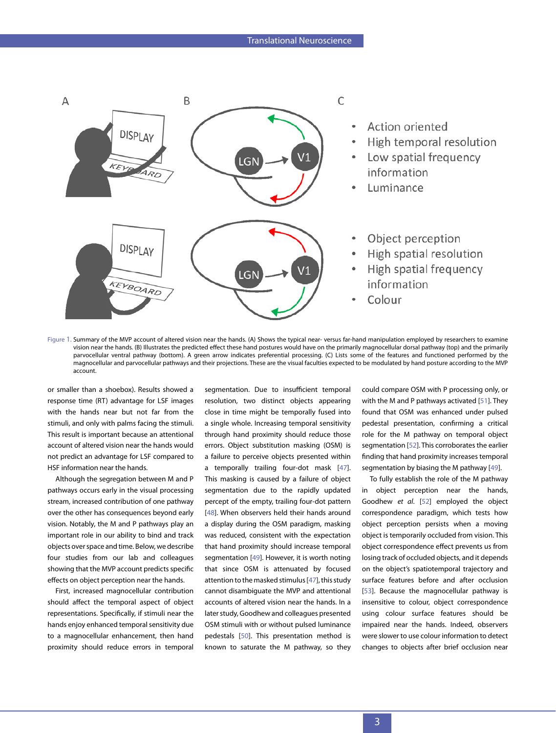Figure 1. Summary of the MVP account of altered vision near the hands. (A) Shows the typical near- versus far-hand manipulation employed by researchers to examine vision near the hands. (B) Illustrates the predicted effect these hand postures would have on the primarily magnocellular dorsal pathway (top) and the primarily parvocellular ventral pathway (bottom). A green arrow indicates preferential processing. (C) Lists some of the features and functioned performed by the magnocellular and parvocellular pathways and their projections. These are the visual faculties expected to be modulated by hand posture according to the MVP account.

or smaller than a shoebox). Results showed a response time (RT) advantage for LSF images with the hands near but not far from the stimuli, and only with palms facing the stimuli. This result is important because an attentional account of altered vision near the hands would not predict an advantage for LSF compared to HSF information near the hands.

Although the segregation between M and P pathways occurs early in the visual processing stream, increased contribution of one pathway over the other has consequences beyond early vision. Notably, the M and P pathways play an important role in our ability to bind and track objects over space and time. Below, we describe four studies from our lab and colleagues showing that the MVP account predicts specific effects on object perception near the hands.

First, increased magnocellular contribution should affect the temporal aspect of object representations. Specifically, if stimuli near the hands enjoy enhanced temporal sensitivity due to a magnocellular enhancement, then hand proximity should reduce errors in temporal segmentation. Due to insufficient temporal resolution, two distinct objects appearing close in time might be temporally fused into a single whole. Increasing temporal sensitivity through hand proximity should reduce those errors. Object substitution masking (OSM) is a failure to perceive objects presented within a temporally trailing four-dot mask [47]. This masking is caused by a failure of object segmentation due to the rapidly updated percept of the empty, trailing four-dot pattern [48]. When observers held their hands around a display during the OSM paradigm, masking was reduced, consistent with the expectation that hand proximity should increase temporal segmentation [49]. However, it is worth noting that since OSM is attenuated by focused attention to the masked stimulus [47], this study cannot disambiguate the MVP and attentional accounts of altered vision near the hands. In a later study, Goodhew and colleagues presented OSM stimuli with or without pulsed luminance pedestals [50]. This presentation method is known to saturate the M pathway, so they could compare OSM with P processing only, or with the M and P pathways activated [51]. They found that OSM was enhanced under pulsed pedestal presentation, confirming a critical role for the M pathway on temporal object segmentation [52]. This corroborates the earlier finding that hand proximity increases temporal segmentation by biasing the M pathway [49].

To fully establish the role of the M pathway in object perception near the hands, Goodhew *et al.* [52] employed the object correspondence paradigm, which tests how object perception persists when a moving object is temporarily occluded from vision. This object correspondence effect prevents us from losing track of occluded objects, and it depends on the object's spatiotemporal trajectory and surface features before and after occlusion [53]. Because the magnocellular pathway is insensitive to colour, object correspondence using colour surface features should be impaired near the hands. Indeed, observers were slower to use colour information to detect changes to objects after brief occlusion near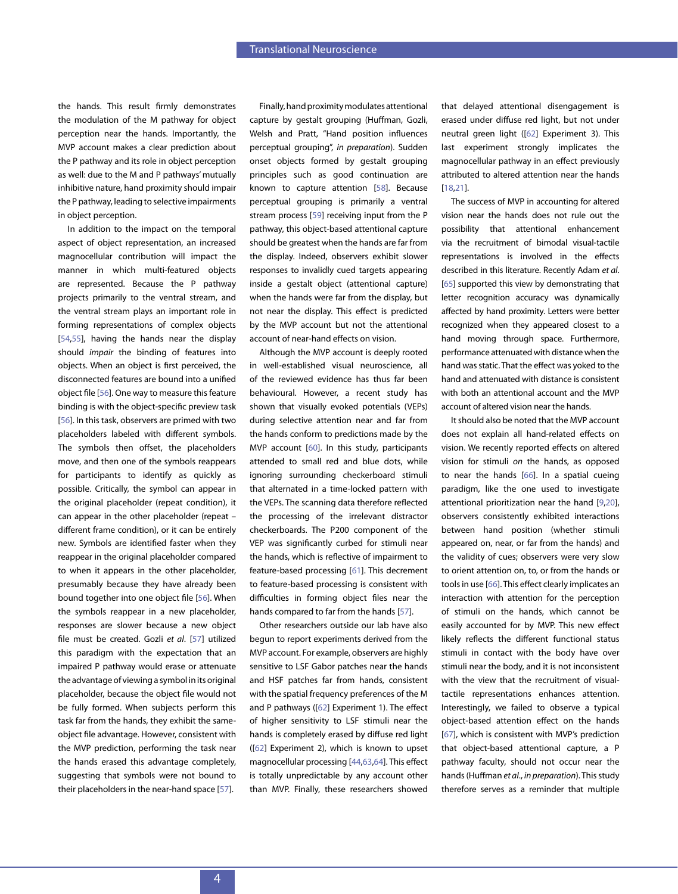the hands. This result firmly demonstrates the modulation of the M pathway for object perception near the hands. Importantly, the MVP account makes a clear prediction about the P pathway and its role in object perception as well: due to the M and P pathways' mutually inhibitive nature, hand proximity should impair the P pathway, leading to selective impairments in object perception.

In addition to the impact on the temporal aspect of object representation, an increased magnocellular contribution will impact the manner in which multi-featured objects are represented. Because the P pathway projects primarily to the ventral stream, and the ventral stream plays an important role in forming representations of complex objects [54,55], having the hands near the display should *impair* the binding of features into objects. When an object is first perceived, the disconnected features are bound into a unified object file [56]. One way to measure this feature binding is with the object-specific preview task [56]. In this task, observers are primed with two placeholders labeled with different symbols. The symbols then offset, the placeholders move, and then one of the symbols reappears for participants to identify as quickly as possible. Critically, the symbol can appear in the original placeholder (repeat condition), it can appear in the other placeholder (repeat – different frame condition), or it can be entirely new. Symbols are identified faster when they reappear in the original placeholder compared to when it appears in the other placeholder, presumably because they have already been bound together into one object file [56]. When the symbols reappear in a new placeholder, responses are slower because a new object file must be created. Gozli *et al*. [57] utilized this paradigm with the expectation that an impaired P pathway would erase or attenuate the advantage of viewing a symbol in its original placeholder, because the object file would not be fully formed. When subjects perform this task far from the hands, they exhibit the same-object file advantage. However, consistent with the MVP prediction, performing the task near the hands erased this advantage completely, suggesting that symbols were not bound to their placeholders in the near-hand space [57].

Finally, hand proximity modulates attentional capture by gestalt grouping (Huffman, Gozli, Welsh and Pratt, "Hand position influences perceptual grouping", *in preparation*). Sudden onset objects formed by gestalt grouping principles such as good continuation are known to capture attention [58]. Because perceptual grouping is primarily a ventral stream process [59] receiving input from the P pathway, this object-based attentional capture should be greatest when the hands are far from the display. Indeed, observers exhibit slower responses to invalidly cued targets appearing inside a gestalt object (attentional capture) when the hands were far from the display, but not near the display. This effect is predicted by the MVP account but not the attentional account of near-hand effects on vision.

Although the MVP account is deeply rooted in well-established visual neuroscience, all of the reviewed evidence has thus far been behavioural. However, a recent study has shown that visually evoked potentials (VEPs) during selective attention near and far from the hands conform to predictions made by the MVP account [60]. In this study, participants attended to small red and blue dots, while ignoring surrounding checkerboard stimuli that alternated in a time-locked pattern with the VEPs. The scanning data therefore reflected the processing of the irrelevant distractor checkerboards. The P200 component of the VEP was significantly curbed for stimuli near the hands, which is reflective of impairment to feature-based processing [61]. This decrement to feature-based processing is consistent with difficulties in forming object files near the hands compared to far from the hands [57].

Other researchers outside our lab have also begun to report experiments derived from the MVP account. For example, observers are highly sensitive to LSF Gabor patches near the hands and HSF patches far from hands, consistent with the spatial frequency preferences of the M and P pathways ([62] Experiment 1). The effect of higher sensitivity to LSF stimuli near the hands is completely erased by diffuse red light ([62] Experiment 2), which is known to upset magnocellular processing [44,63,64]. This effect is totally unpredictable by any account other than MVP. Finally, these researchers showed that delayed attentional disengagement is erased under diffuse red light, but not under neutral green light ([62] Experiment 3). This last experiment strongly implicates the magnocellular pathway in an effect previously attributed to altered attention near the hands [18,21].

The success of MVP in accounting for altered vision near the hands does not rule out the possibility that attentional enhancement via the recruitment of bimodal visual-tactile representations is involved in the effects described in this literature. Recently Adam *et al*. [65] supported this view by demonstrating that letter recognition accuracy was dynamically affected by hand proximity. Letters were better recognized when they appeared closest to a hand moving through space. Furthermore, performance attenuated with distance when the hand was static. That the effect was yoked to the hand and attenuated with distance is consistent with both an attentional account and the MVP account of altered vision near the hands.

It should also be noted that the MVP account does not explain all hand-related effects on vision. We recently reported effects on altered vision for stimuli *on* the hands, as opposed to near the hands [66]. In a spatial cueing paradigm, like the one used to investigate attentional prioritization near the hand [9,20], observers consistently exhibited interactions between hand position (whether stimuli appeared on, near, or far from the hands) and the validity of cues; observers were very slow to orient attention on, to, or from the hands or tools in use [66]. This effect clearly implicates an interaction with attention for the perception of stimuli on the hands, which cannot be easily accounted for by MVP. This new effect likely reflects the different functional status stimuli in contact with the body have over stimuli near the body, and it is not inconsistent with the view that the recruitment of visual-tactile representations enhances attention. Interestingly, we failed to observe a typical object-based attention effect on the hands [67], which is consistent with MVP's prediction that object-based attentional capture, a P pathway faculty, should not occur near the hands (Huffman *et al*., *in preparation*). This study therefore serves as a reminder that multiple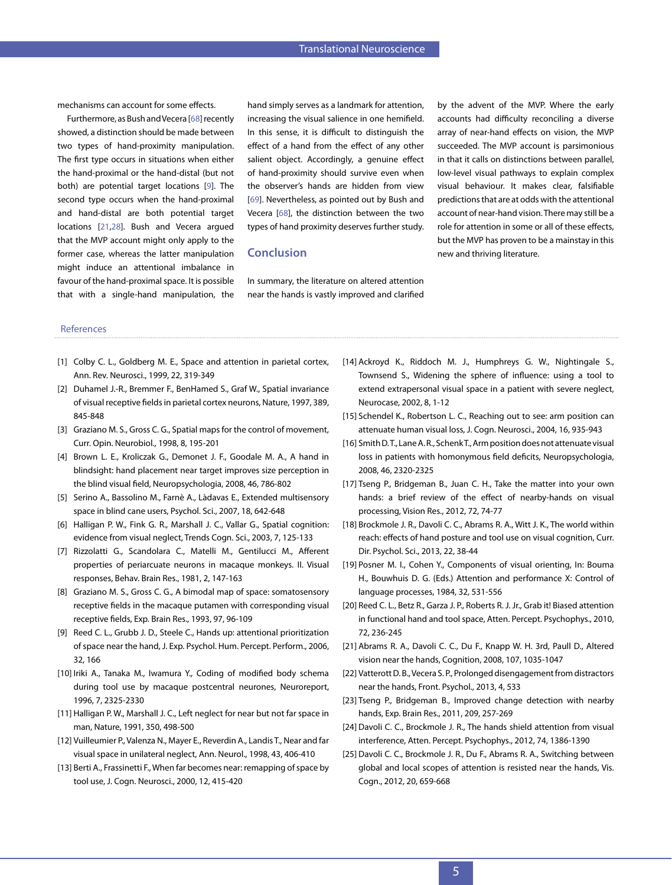mechanisms can account for some effects.

Furthermore, as Bush and Vecera [68] recently showed, a distinction should be made between two types of hand-proximity manipulation. The first type occurs in situations when either the hand-proximal or the hand-distal (but not both) are potential target locations [9]. The second type occurs when the hand-proximal and hand-distal are both potential target locations [21,28]. Bush and Vecera argued that the MVP account might only apply to the former case, whereas the latter manipulation might induce an attentional imbalance in favour of the hand-proximal space. It is possible that with a single-hand manipulation, the hand simply serves as a landmark for attention, increasing the visual salience in one hemifield. In this sense, it is difficult to distinguish the effect of a hand from the effect of any other salient object. Accordingly, a genuine effect of hand-proximity should survive even when the observer's hands are hidden from view [69]. Nevertheless, as pointed out by Bush and Vecera [68], the distinction between the two types of hand proximity deserves further study.

## Conclusion

In summary, the literature on altered attention near the hands is vastly improved and clarified by the advent of the MVP. Where the early accounts had difficulty reconciling a diverse array of near-hand effects on vision, the MVP succeeded. The MVP account is parsimonious in that it calls on distinctions between parallel, low-level visual pathways to explain complex visual behaviour. It makes clear, falsifiable predictions that are at odds with the attentional account of near-hand vision. There may still be a role for attention in some or all of these effects, but the MVP has proven to be a mainstay in this new and thriving literature.

## References

[1] Colby C. L., Goldberg M. E., Space and attention in parietal cortex, Ann. Rev. Neurosci., 1999, 22, 319-349

[2] Duhamel J.-R., Bremmer F., BenHamed S., Graf W., Spatial invariance of visual receptive fields in parietal cortex neurons, Nature, 1997, 389, 845-848

[3] Graziano M. S., Gross C. G., Spatial maps for the control of movement, Curr. Opin. Neurobiol., 1998, 8, 195-201

[4] Brown L. E., Kroliczak G., Demonet J. F., Goodale M. A., A hand in blindsight: hand placement near target improves size perception in the blind visual field, Neuropsychologia, 2008, 46, 786-802

[5] Serino A., Bassolino M., Farnè A., Làdavas E., Extended multisensory space in blind cane users, Psychol. Sci., 2007, 18, 642-648

[6] Halligan P. W., Fink G. R., Marshall J. C., Vallar G., Spatial cognition: evidence from visual neglect, Trends Cogn. Sci., 2003, 7, 125-133

[7] Rizzolatti G., Scandolara C., Matelli M., Gentilucci M., Afferent properties of periarcuate neurons in macaque monkeys. II. Visual responses, Behav. Brain Res., 1981, 2, 147-163

[8] Graziano M. S., Gross C. G., A bimodal map of space: somatosensory receptive fields in the macaque putamen with corresponding visual receptive fields, Exp. Brain Res., 1993, 97, 96-109

[9] Reed C. L., Grubb J. D., Steele C., Hands up: attentional prioritization of space near the hand, J. Exp. Psychol. Hum. Percept. Perform., 2006, 32, 166

[10] Iriki A., Tanaka M., Iwamura Y., Coding of modified body schema during tool use by macaque postcentral neurones, Neuroreport, 1996, 7, 2325-2330

[11] Halligan P. W., Marshall J. C., Left neglect for near but not far space in man, Nature, 1991, 350, 498-500

[12] Vuilleumier P., Valenza N., Mayer E., Reverdin A., Landis T., Near and far visual space in unilateral neglect, Ann. Neurol., 1998, 43, 406-410

[13] Berti A., Frassinetti F., When far becomes near: remapping of space by tool use, J. Cogn. Neurosci., 2000, 12, 415-420

[14] Ackroyd K., Riddoch M. J., Humphreys G. W., Nightingale S., Townsend S., Widening the sphere of influence: using a tool to extend extrapersonal visual space in a patient with severe neglect, Neurocase, 2002, 8, 1-12

[15] Schendel K., Robertson L. C., Reaching out to see: arm position can attenuate human visual loss, J. Cogn. Neurosci., 2004, 16, 935-943

[16] Smith D. T., Lane A. R., Schenk T., Arm position does not attenuate visual loss in patients with homonymous field deficits, Neuropsychologia, 2008, 46, 2320-2325

[17] Tseng P., Bridgeman B., Juan C. H., Take the matter into your own hands: a brief review of the effect of nearby-hands on visual processing, Vision Res., 2012, 72, 74-77

[18] Brockmole J. R., Davoli C. C., Abrams R. A., Witt J. K., The world within reach: effects of hand posture and tool use on visual cognition, Curr. Dir. Psychol. Sci., 2013, 22, 38-44

[19] Posner M. I., Cohen Y., Components of visual orienting, In: Bouma H., Bouwhuis D. G. (Eds.) Attention and performance X: Control of language processes, 1984, 32, 531-556

[20] Reed C. L., Betz R., Garza J. P., Roberts R. J. Jr., Grab it! Biased attention in functional hand and tool space, Atten. Percept. Psychophys., 2010, 72, 236-245

[21] Abrams R. A., Davoli C. C., Du F., Knapp W. H. 3rd, Paull D., Altered vision near the hands, Cognition, 2008, 107, 1035-1047

[22] Vatterott D. B., Vecera S. P., Prolonged disengagement from distractors near the hands, Front. Psychol., 2013, 4, 533

[23] Tseng P., Bridgeman B., Improved change detection with nearby hands, Exp. Brain Res., 2011, 209, 257-269

[24] Davoli C. C., Brockmole J. R., The hands shield attention from visual interference, Atten. Percept. Psychophys., 2012, 74, 1386-1390

[25] Davoli C. C., Brockmole J. R., Du F., Abrams R. A., Switching between global and local scopes of attention is resisted near the hands, Vis. Cogn., 2012, 20, 659-668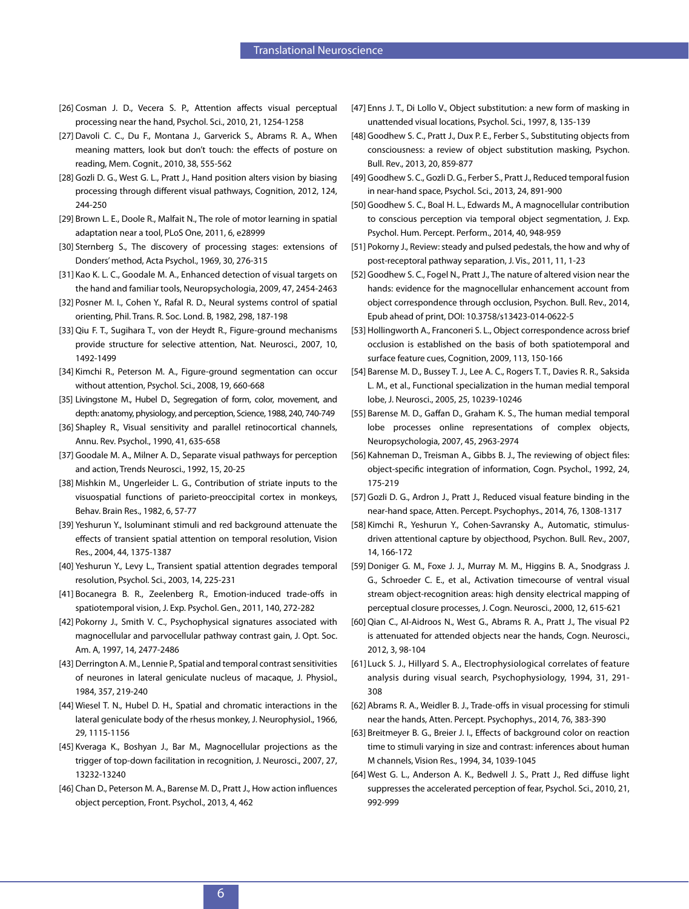[26] Cosman J. D., Vecera S. P., Attention affects visual perceptual processing near the hand, Psychol. Sci., 2010, 21, 1254-1258

[27] Davoli C. C., Du F., Montana J., Garverick S., Abrams R. A., When meaning matters, look but don't touch: the effects of posture on reading, Mem. Cognit., 2010, 38, 555-562

[28] Gozli D. G., West G. L., Pratt J., Hand position alters vision by biasing processing through different visual pathways, Cognition, 2012, 124, 244-250

[29] Brown L. E., Doole R., Malfait N., The role of motor learning in spatial adaptation near a tool, PLoS One, 2011, 6, e28999

[30] Sternberg S., The discovery of processing stages: extensions of Donders' method, Acta Psychol., 1969, 30, 276-315

[31] Kao K. L. C., Goodale M. A., Enhanced detection of visual targets on the hand and familiar tools, Neuropsychologia, 2009, 47, 2454-2463

[32] Posner M. I., Cohen Y., Rafal R. D., Neural systems control of spatial orienting, Phil. Trans. R. Soc. Lond. B, 1982, 298, 187-198

[33] Qiu F. T., Sugihara T., von der Heydt R., Figure-ground mechanisms provide structure for selective attention, Nat. Neurosci., 2007, 10, 1492-1499

[34] Kimchi R., Peterson M. A., Figure-ground segmentation can occur without attention, Psychol. Sci., 2008, 19, 660-668

[35] Livingstone M., Hubel D., Segregation of form, color, movement, and depth: anatomy, physiology, and perception, Science, 1988, 240, 740-749

[36] Shapley R., Visual sensitivity and parallel retinocortical channels, Annu. Rev. Psychol., 1990, 41, 635-658

[37] Goodale M. A., Milner A. D., Separate visual pathways for perception and action, Trends Neurosci., 1992, 15, 20-25

[38] Mishkin M., Ungerleider L. G., Contribution of striate inputs to the visuospatial functions of parieto-preoccipital cortex in monkeys, Behav. Brain Res., 1982, 6, 57-77

[39] Yeshurun Y., Isoluminant stimuli and red background attenuate the effects of transient spatial attention on temporal resolution, Vision Res., 2004, 44, 1375-1387

[40] Yeshurun Y., Levy L., Transient spatial attention degrades temporal resolution, Psychol. Sci., 2003, 14, 225-231

[41] Bocanegra B. R., Zeelenberg R., Emotion-induced trade-offs in spatiotemporal vision, J. Exp. Psychol. Gen., 2011, 140, 272-282

[42] Pokorny J., Smith V. C., Psychophysical signatures associated with magnocellular and parvocellular pathway contrast gain, J. Opt. Soc. Am. A, 1997, 14, 2477-2486

[43] Derrington A. M., Lennie P., Spatial and temporal contrast sensitivities of neurones in lateral geniculate nucleus of macaque, J. Physiol., 1984, 357, 219-240

[44] Wiesel T. N., Hubel D. H., Spatial and chromatic interactions in the lateral geniculate body of the rhesus monkey, J. Neurophysiol., 1966, 29, 1115-1156

[45] Kveraga K., Boshyan J., Bar M., Magnocellular projections as the trigger of top-down facilitation in recognition, J. Neurosci., 2007, 27, 13232-13240

[46] Chan D., Peterson M. A., Barense M. D., Pratt J., How action influences object perception, Front. Psychol., 2013, 4, 462

[47] Enns J. T., Di Lollo V., Object substitution: a new form of masking in unattended visual locations, Psychol. Sci., 1997, 8, 135-139

[48] Goodhew S. C., Pratt J., Dux P. E., Ferber S., Substituting objects from consciousness: a review of object substitution masking, Psychon. Bull. Rev., 2013, 20, 859-877

[49] Goodhew S. C., Gozli D. G., Ferber S., Pratt J., Reduced temporal fusion in near-hand space, Psychol. Sci., 2013, 24, 891-900

[50] Goodhew S. C., Boal H. L., Edwards M., A magnocellular contribution to conscious perception via temporal object segmentation, J. Exp. Psychol. Hum. Percept. Perform., 2014, 40, 948-959

[51] Pokorny J., Review: steady and pulsed pedestals, the how and why of post-receptoral pathway separation, J. Vis., 2011, 11, 1-23

[52] Goodhew S. C., Fogel N., Pratt J., The nature of altered vision near the hands: evidence for the magnocellular enhancement account from object correspondence through occlusion, Psychon. Bull. Rev., 2014, Epub ahead of print, DOI: 10.3758/s13423-014-0622-5

[53] Hollingworth A., Franconeri S. L., Object correspondence across brief occlusion is established on the basis of both spatiotemporal and surface feature cues, Cognition, 2009, 113, 150-166

[54] Barense M. D., Bussey T. J., Lee A. C., Rogers T. T., Davies R. R., Saksida L. M., et al., Functional specialization in the human medial temporal lobe, J. Neurosci., 2005, 25, 10239-10246

[55] Barense M. D., Gaffan D., Graham K. S., The human medial temporal lobe processes online representations of complex objects, Neuropsychologia, 2007, 45, 2963-2974

[56] Kahneman D., Treisman A., Gibbs B. J., The reviewing of object files: object-specific integration of information, Cogn. Psychol., 1992, 24, 175-219

[57] Gozli D. G., Ardron J., Pratt J., Reduced visual feature binding in the near-hand space, Atten. Percept. Psychophys., 2014, 76, 1308-1317

[58] Kimchi R., Yeshurun Y., Cohen-Savransky A., Automatic, stimulus-driven attentional capture by objecthood, Psychon. Bull. Rev., 2007, 14, 166-172

[59] Doniger G. M., Foxe J. J., Murray M. M., Higgins B. A., Snodgrass J. G., Schroeder C. E., et al., Activation timecourse of ventral visual stream object-recognition areas: high density electrical mapping of perceptual closure processes, J. Cogn. Neurosci., 2000, 12, 615-621

[60] Qian C., Al-Aidroos N., West G., Abrams R. A., Pratt J., The visual P2 is attenuated for attended objects near the hands, Cogn. Neurosci., 2012, 3, 98-104

[61] Luck S. J., Hillyard S. A., Electrophysiological correlates of feature analysis during visual search, Psychophysiology, 1994, 31, 291-308

[62] Abrams R. A., Weidler B. J., Trade-offs in visual processing for stimuli near the hands, Atten. Percept. Psychophys., 2014, 76, 383-390

[63] Breitmeyer B. G., Breier J. I., Effects of background color on reaction time to stimuli varying in size and contrast: inferences about human M channels, Vision Res., 1994, 34, 1039-1045

[64] West G. L., Anderson A. K., Bedwell J. S., Pratt J., Red diffuse light suppresses the accelerated perception of fear, Psychol. Sci., 2010, 21, 992-999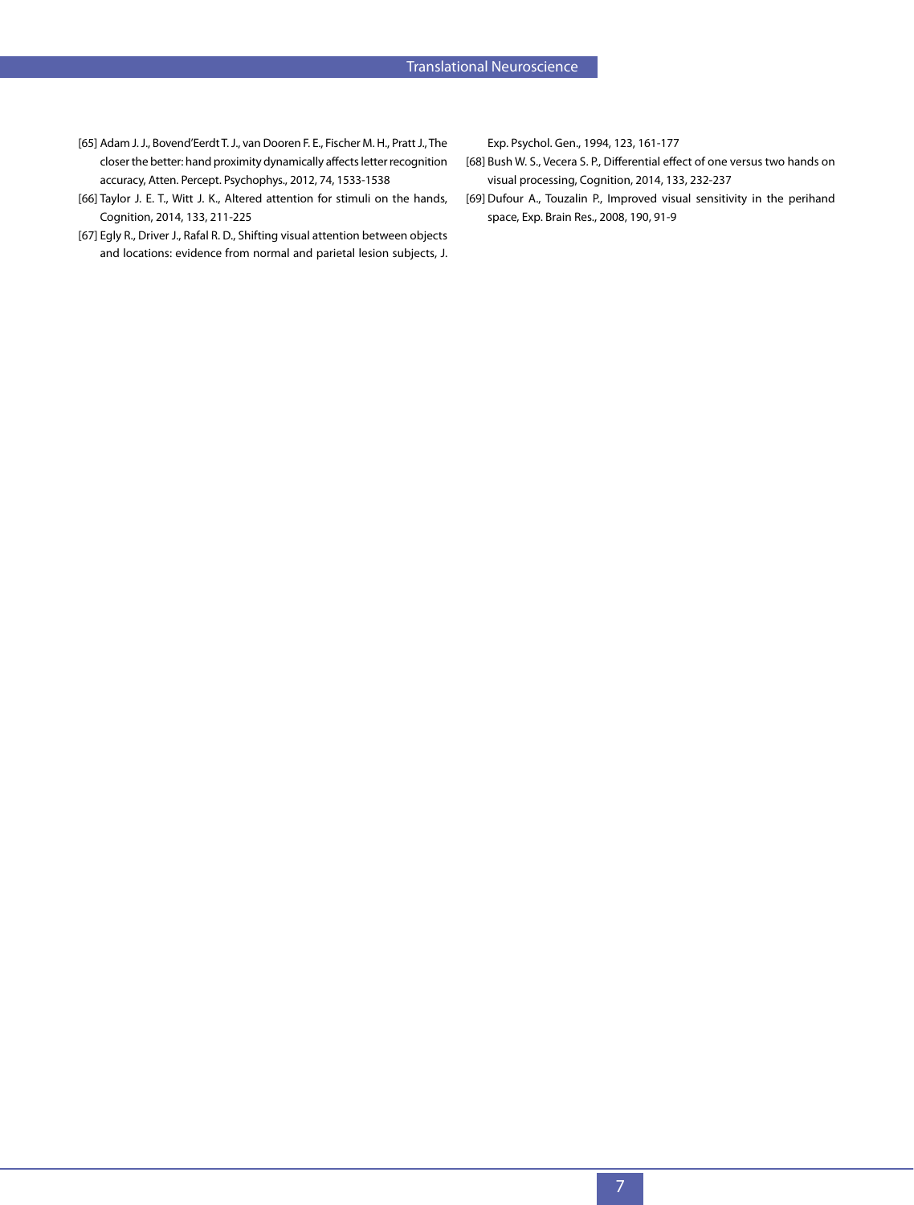[65] Adam J. J., Bovend'Eerdt T. J., van Dooren F. E., Fischer M. H., Pratt J., The closer the better: hand proximity dynamically affects letter recognition accuracy, Atten. Percept. Psychophys., 2012, 74, 1533-1538

[66] Taylor J. E. T., Witt J. K., Altered attention for stimuli on the hands, Cognition, 2014, 133, 211-225

[67] Egly R., Driver J., Rafal R. D., Shifting visual attention between objects and locations: evidence from normal and parietal lesion subjects, J. Exp. Psychol. Gen., 1994, 123, 161-177

[68] Bush W. S., Vecera S. P., Differential effect of one versus two hands on visual processing, Cognition, 2014, 133, 232-237

[69] Dufour A., Touzalin P., Improved visual sensitivity in the perihand space, Exp. Brain Res., 2008, 190, 91-9